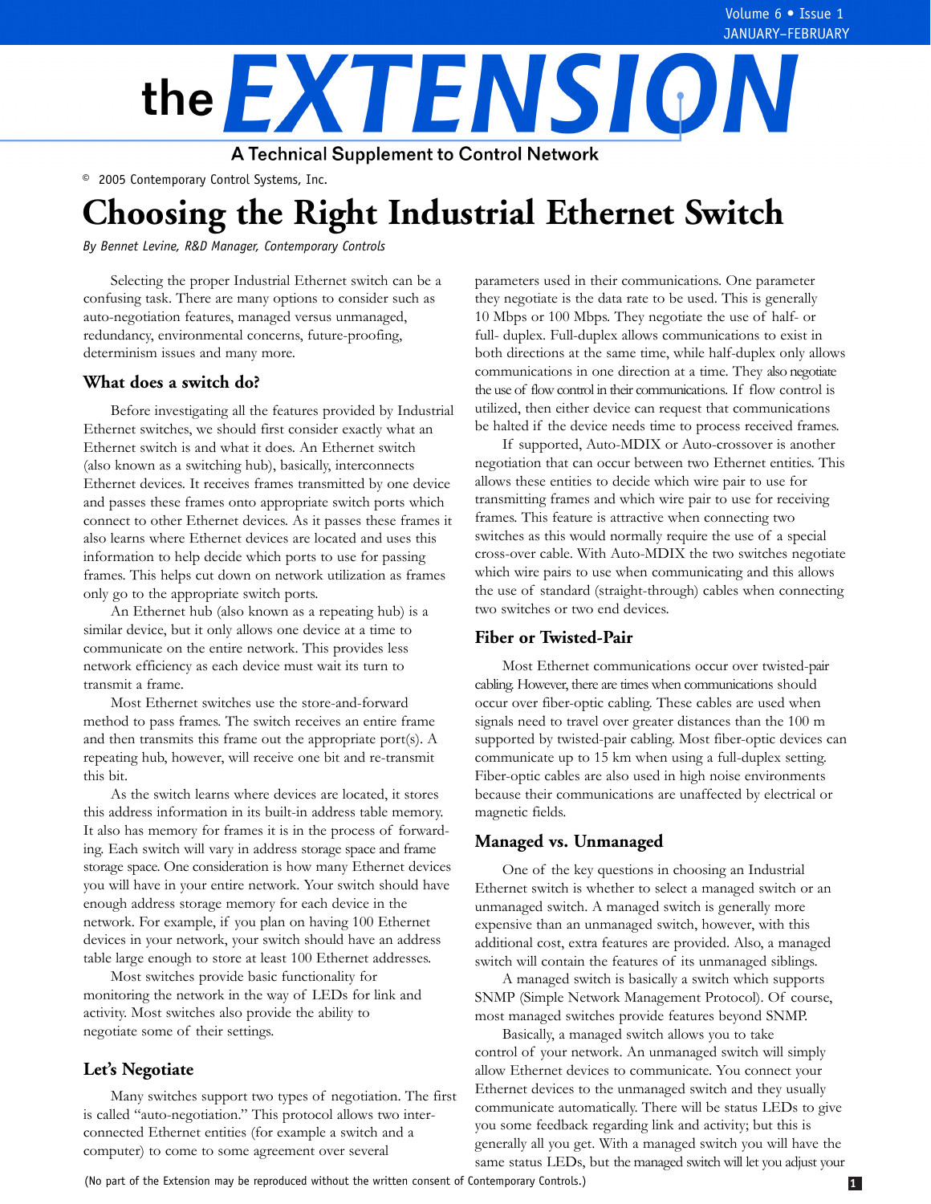# the EXTENSION

A Technical Supplement to Control Network

© 2005 Contemporary Control Systems, Inc.

# Choosing the Right Industrial Ethernet Switch

*By Bennet Levine, R&D Manager, Contemporary Controls*

Selecting the proper Industrial Ethernet switch can be a confusing task. There are many options to consider such as auto-negotiation features, managed versus unmanaged, redundancy, environmental concerns, future-proofing, determinism issues and many more.

## What does a switch do?

Before investigating all the features provided by Industrial Ethernet switches, we should first consider exactly what an Ethernet switch is and what it does. An Ethernet switch (also known as a switching hub), basically, interconnects Ethernet devices. It receives frames transmitted by one device and passes these frames onto appropriate switch ports which connect to other Ethernet devices. As it passes these frames it also learns where Ethernet devices are located and uses this information to help decide which ports to use for passing frames. This helps cut down on network utilization as frames only go to the appropriate switch ports.

An Ethernet hub (also known as a repeating hub) is a similar device, but it only allows one device at a time to communicate on the entire network. This provides less network efficiency as each device must wait its turn to transmit a frame.

Most Ethernet switches use the store-and-forward method to pass frames. The switch receives an entire frame and then transmits this frame out the appropriate port(s). A repeating hub, however, will receive one bit and re-transmit this bit.

As the switch learns where devices are located, it stores this address information in its built-in address table memory. It also has memory for frames it is in the process of forwarding. Each switch will vary in address storage space and frame storage space. One consideration is how many Ethernet devices you will have in your entire network. Your switch should have enough address storage memory for each device in the network. For example, if you plan on having 100 Ethernet devices in your network, your switch should have an address table large enough to store at least 100 Ethernet addresses.

Most switches provide basic functionality for monitoring the network in the way of LEDs for link and activity. Most switches also provide the ability to negotiate some of their settings.

## Let's Negotiate

Many switches support two types of negotiation. The first is called "auto-negotiation." This protocol allows two interconnected Ethernet entities (for example a switch and a computer) to come to some agreement over several parameters used in their communications. One parameter they negotiate is the data rate to be used. This is generally 10 Mbps or 100 Mbps. They negotiate the use of half- or full- duplex. Full-duplex allows communications to exist in both directions at the same time, while half-duplex only allows communications in one direction at a time. They also negotiate the use of flow control in their communications. If flow control is utilized, then either device can request that communications be halted if the device needs time to process received frames.

If supported, Auto-MDIX or Auto-crossover is another negotiation that can occur between two Ethernet entities. This allows these entities to decide which wire pair to use for transmitting frames and which wire pair to use for receiving frames. This feature is attractive when connecting two switches as this would normally require the use of a special cross-over cable. With Auto-MDIX the two switches negotiate which wire pairs to use when communicating and this allows the use of standard (straight-through) cables when connecting two switches or two end devices.

## Fiber or Twisted-Pair

Most Ethernet communications occur over twisted-pair cabling. However, there are times when communications should occur over fiber-optic cabling. These cables are used when signals need to travel over greater distances than the 100 m supported by twisted-pair cabling. Most fiber-optic devices can communicate up to 15 km when using a full-duplex setting. Fiber-optic cables are also used in high noise environments because their communications are unaffected by electrical or magnetic fields.

## Managed vs. Unmanaged

One of the key questions in choosing an Industrial Ethernet switch is whether to select a managed switch or an unmanaged switch. A managed switch is generally more expensive than an unmanaged switch, however, with this additional cost, extra features are provided. Also, a managed switch will contain the features of its unmanaged siblings.

A managed switch is basically a switch which supports SNMP (Simple Network Management Protocol). Of course, most managed switches provide features beyond SNMP.

Basically, a managed switch allows you to take control of your network. An unmanaged switch will simply allow Ethernet devices to communicate. You connect your Ethernet devices to the unmanaged switch and they usually communicate automatically. There will be status LEDs to give you some feedback regarding link and activity; but this is generally all you get. With a managed switch you will have the same status LEDs, but the managed switch will let you adjust your

(No part of the Extension may be reproduced without the written consent of Contemporary Controls.)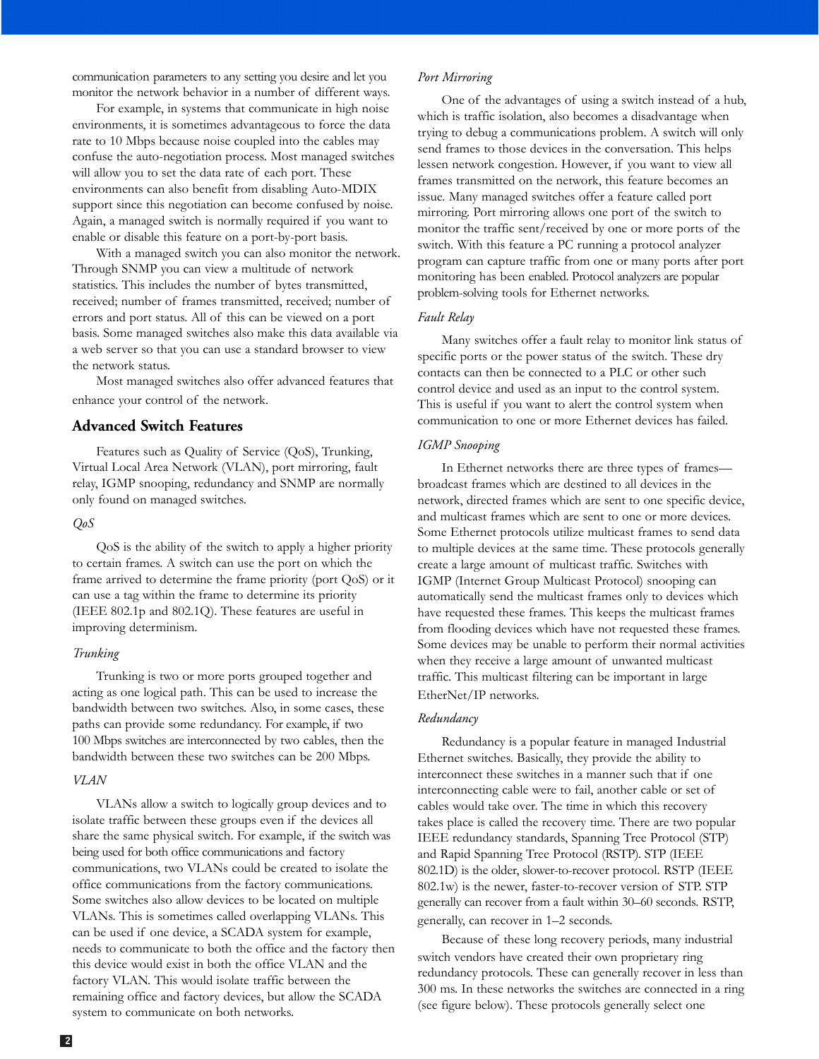communication parameters to any setting you desire and let you monitor the network behavior in a number of different ways.

For example, in systems that communicate in high noise environments, it is sometimes advantageous to force the data rate to 10 Mbps because noise coupled into the cables may confuse the auto-negotiation process. Most managed switches will allow you to set the data rate of each port. These environments can also benefit from disabling Auto-MDIX support since this negotiation can become confused by noise. Again, a managed switch is normally required if you want to enable or disable this feature on a port-by-port basis.

With a managed switch you can also monitor the network. Through SNMP you can view a multitude of network statistics. This includes the number of bytes transmitted, received; number of frames transmitted, received; number of errors and port status. All of this can be viewed on a port basis. Some managed switches also make this data available via a web server so that you can use a standard browser to view the network status.

Most managed switches also offer advanced features that enhance your control of the network.

## Advanced Switch Features

Features such as Quality of Service (QoS), Trunking, Virtual Local Area Network (VLAN), port mirroring, fault relay, IGMP snooping, redundancy and SNMP are normally only found on managed switches.

### *QoS*

QoS is the ability of the switch to apply a higher priority to certain frames. A switch can use the port on which the frame arrived to determine the frame priority (port QoS) or it can use a tag within the frame to determine its priority (IEEE 802.1p and 802.1Q). These features are useful in improving determinism.

### *Trunking*

Trunking is two or more ports grouped together and acting as one logical path. This can be used to increase the bandwidth between two switches. Also, in some cases, these paths can provide some redundancy. For example, if two 100 Mbps switches are interconnected by two cables, then the bandwidth between these two switches can be 200 Mbps.

### *VLAN*

VLANs allow a switch to logically group devices and to isolate traffic between these groups even if the devices all share the same physical switch. For example, if the switch was being used for both office communications and factory communications, two VLANs could be created to isolate the office communications from the factory communications. Some switches also allow devices to be located on multiple VLANs. This is sometimes called overlapping VLANs. This can be used if one device, a SCADA system for example, needs to communicate to both the office and the factory then this device would exist in both the office VLAN and the factory VLAN. This would isolate traffic between the remaining office and factory devices, but allow the SCADA system to communicate on both networks.

### *Port Mirroring*

One of the advantages of using a switch instead of a hub, which is traffic isolation, also becomes a disadvantage when trying to debug a communications problem. A switch will only send frames to those devices in the conversation. This helps lessen network congestion. However, if you want to view all frames transmitted on the network, this feature becomes an issue. Many managed switches offer a feature called port mirroring. Port mirroring allows one port of the switch to monitor the traffic sent/received by one or more ports of the switch. With this feature a PC running a protocol analyzer program can capture traffic from one or many ports after port monitoring has been enabled. Protocol analyzers are popular problem-solving tools for Ethernet networks.

### *Fault Relay*

Many switches offer a fault relay to monitor link status of specific ports or the power status of the switch. These dry contacts can then be connected to a PLC or other such control device and used as an input to the control system. This is useful if you want to alert the control system when communication to one or more Ethernet devices has failed.

### *IGMP Snooping*

In Ethernet networks there are three types of frames—broadcast frames which are destined to all devices in the network, directed frames which are sent to one specific device, and multicast frames which are sent to one or more devices. Some Ethernet protocols utilize multicast frames to send data to multiple devices at the same time. These protocols generally create a large amount of multicast traffic. Switches with IGMP (Internet Group Multicast Protocol) snooping can automatically send the multicast frames only to devices which have requested these frames. This keeps the multicast frames from flooding devices which have not requested these frames. Some devices may be unable to perform their normal activities when they receive a large amount of unwanted multicast traffic. This multicast filtering can be important in large EtherNet/IP networks.

### *Redundancy*

Redundancy is a popular feature in managed Industrial Ethernet switches. Basically, they provide the ability to interconnect these switches in a manner such that if one interconnecting cable were to fail, another cable or set of cables would take over. The time in which this recovery takes place is called the recovery time. There are two popular IEEE redundancy standards, Spanning Tree Protocol (STP) and Rapid Spanning Tree Protocol (RSTP). STP (IEEE 802.1D) is the older, slower-to-recover protocol. RSTP (IEEE 802.1w) is the newer, faster-to-recover version of STP. STP generally can recover from a fault within 30–60 seconds. RSTP, generally, can recover in 1–2 seconds.

Because of these long recovery periods, many industrial switch vendors have created their own proprietary ring redundancy protocols. These can generally recover in less than 300 ms. In these networks the switches are connected in a ring (see figure below). These protocols generally select one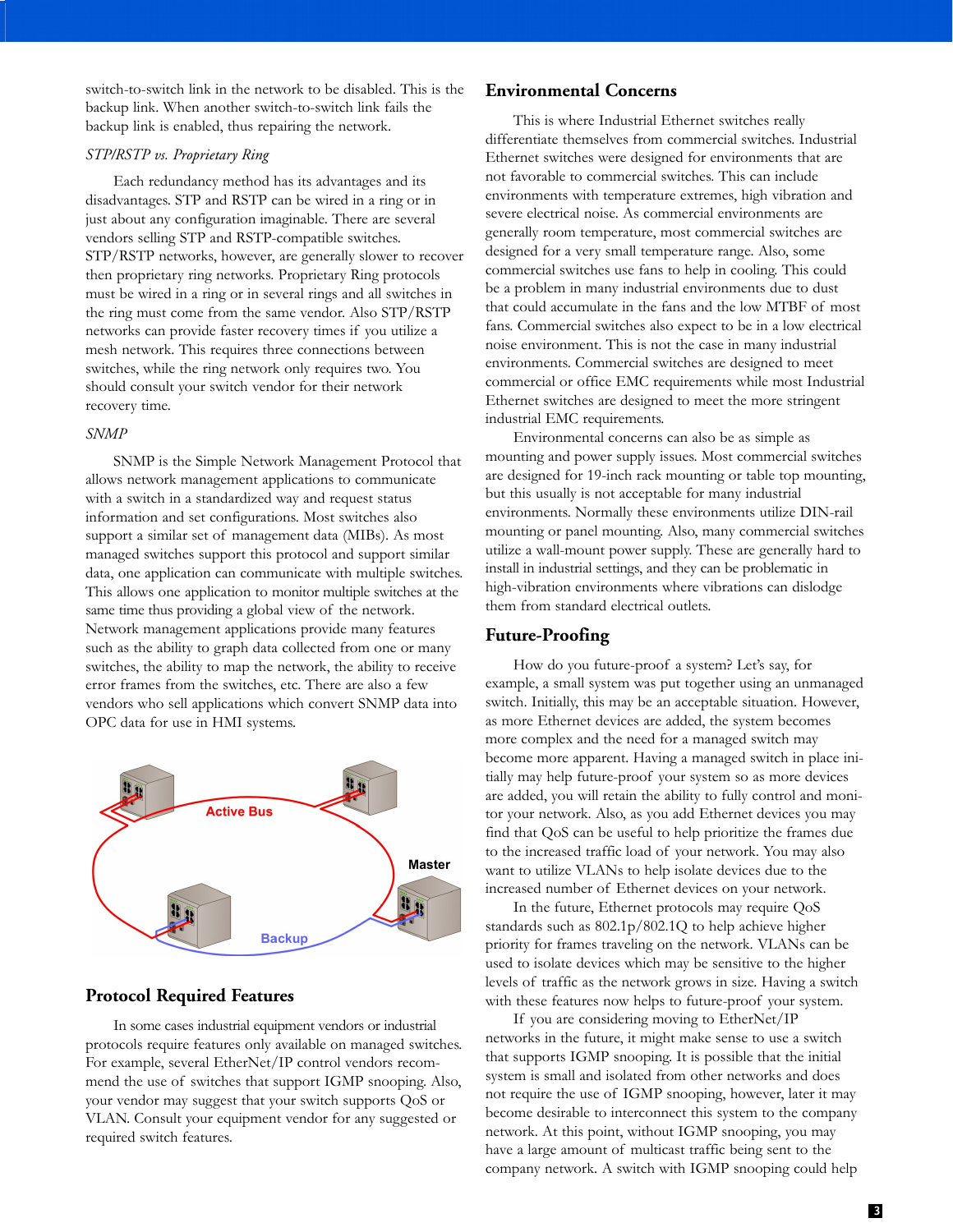switch-to-switch link in the network to be disabled. This is the backup link. When another switch-to-switch link fails the backup link is enabled, thus repairing the network.

*STP/RSTP vs. Proprietary Ring*

Each redundancy method has its advantages and its disadvantages. STP and RSTP can be wired in a ring or in just about any configuration imaginable. There are several vendors selling STP and RSTP-compatible switches. STP/RSTP networks, however, are generally slower to recover then proprietary ring networks. Proprietary Ring protocols must be wired in a ring or in several rings and all switches in the ring must come from the same vendor. Also STP/RSTP networks can provide faster recovery times if you utilize a mesh network. This requires three connections between switches, while the ring network only requires two. You should consult your switch vendor for their network recovery time.

*SNMP*

SNMP is the Simple Network Management Protocol that allows network management applications to communicate with a switch in a standardized way and request status information and set configurations. Most switches also support a similar set of management data (MIBs). As most managed switches support this protocol and support similar data, one application can communicate with multiple switches. This allows one application to monitor multiple switches at the same time thus providing a global view of the network. Network management applications provide many features such as the ability to graph data collected from one or many switches, the ability to map the network, the ability to receive error frames from the switches, etc. There are also a few vendors who sell applications which convert SNMP data into OPC data for use in HMI systems.

Active Bus

Master

Backup

## Protocol Required Features

In some cases industrial equipment vendors or industrial protocols require features only available on managed switches. For example, several EtherNet/IP control vendors recommend the use of switches that support IGMP snooping. Also, your vendor may suggest that your switch supports QoS or VLAN. Consult your equipment vendor for any suggested or required switch features.

## Environmental Concerns

This is where Industrial Ethernet switches really differentiate themselves from commercial switches. Industrial Ethernet switches were designed for environments that are not favorable to commercial switches. This can include environments with temperature extremes, high vibration and severe electrical noise. As commercial environments are generally room temperature, most commercial switches are designed for a very small temperature range. Also, some commercial switches use fans to help in cooling. This could be a problem in many industrial environments due to dust that could accumulate in the fans and the low MTBF of most fans. Commercial switches also expect to be in a low electrical noise environment. This is not the case in many industrial environments. Commercial switches are designed to meet commercial or office EMC requirements while most Industrial Ethernet switches are designed to meet the more stringent industrial EMC requirements.

Environmental concerns can also be as simple as mounting and power supply issues. Most commercial switches are designed for 19-inch rack mounting or table top mounting, but this usually is not acceptable for many industrial environments. Normally these environments utilize DIN-rail mounting or panel mounting. Also, many commercial switches utilize a wall-mount power supply. These are generally hard to install in industrial settings, and they can be problematic in high-vibration environments where vibrations can dislodge them from standard electrical outlets.

## Future-Proofing

How do you future-proof a system? Let's say, for example, a small system was put together using an unmanaged switch. Initially, this may be an acceptable situation. However, as more Ethernet devices are added, the system becomes more complex and the need for a managed switch may become more apparent. Having a managed switch in place initially may help future-proof your system so as more devices are added, you will retain the ability to fully control and monitor your network. Also, as you add Ethernet devices you may find that QoS can be useful to help prioritize the frames due to the increased traffic load of your network. You may also want to utilize VLANs to help isolate devices due to the increased number of Ethernet devices on your network.

In the future, Ethernet protocols may require QoS standards such as 802.1p/802.1Q to help achieve higher priority for frames traveling on the network. VLANs can be used to isolate devices which may be sensitive to the higher levels of traffic as the network grows in size. Having a switch with these features now helps to future-proof your system.

If you are considering moving to EtherNet/IP networks in the future, it might make sense to use a switch that supports IGMP snooping. It is possible that the initial system is small and isolated from other networks and does not require the use of IGMP snooping, however, later it may become desirable to interconnect this system to the company network. At this point, without IGMP snooping, you may have a large amount of multicast traffic being sent to the company network. A switch with IGMP snooping could help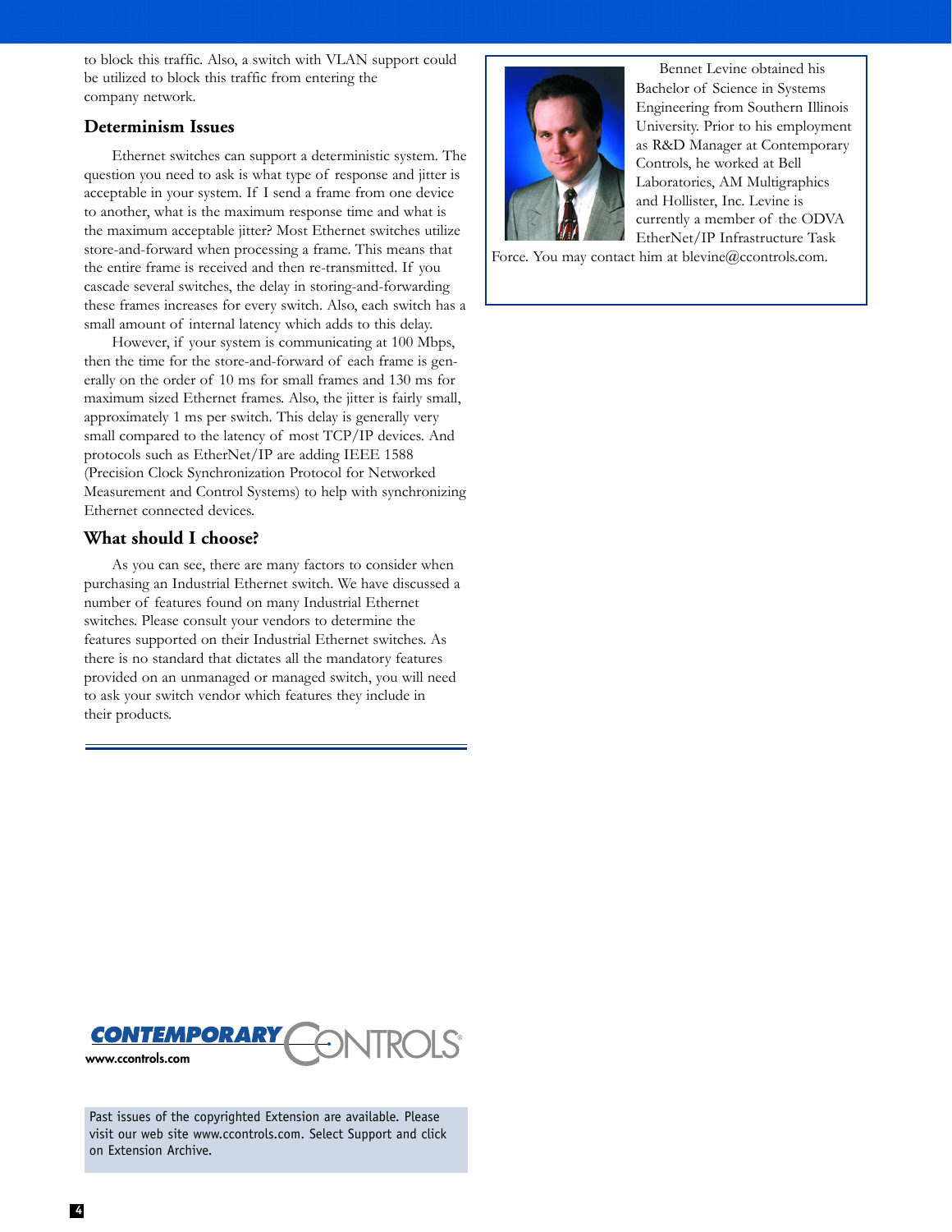to block this traffic. Also, a switch with VLAN support could be utilized to block this traffic from entering the company network.

### Determinism Issues

Ethernet switches can support a deterministic system. The question you need to ask is what type of response and jitter is acceptable in your system. If I send a frame from one device to another, what is the maximum response time and what is the maximum acceptable jitter? Most Ethernet switches utilize store-and-forward when processing a frame. This means that the entire frame is received and then re-transmitted. If you cascade several switches, the delay in storing-and-forwarding these frames increases for every switch. Also, each switch has a small amount of internal latency which adds to this delay.

However, if your system is communicating at 100 Mbps, then the time for the store-and-forward of each frame is generally on the order of 10 ms for small frames and 130 ms for maximum sized Ethernet frames. Also, the jitter is fairly small, approximately 1 ms per switch. This delay is generally very small compared to the latency of most TCP/IP devices. And protocols such as EtherNet/IP are adding IEEE 1588 (Precision Clock Synchronization Protocol for Networked Measurement and Control Systems) to help with synchronizing Ethernet connected devices.

### What should I choose?

As you can see, there are many factors to consider when purchasing an Industrial Ethernet switch. We have discussed a number of features found on many Industrial Ethernet switches. Please consult your vendors to determine the features supported on their Industrial Ethernet switches. As there is no standard that dictates all the mandatory features provided on an unmanaged or managed switch, you will need to ask your switch vendor which features they include in their products.

Bennet Levine obtained his Bachelor of Science in Systems Engineering from Southern Illinois University. Prior to his employment as R&D Manager at Contemporary Controls, he worked at Bell Laboratories, AM Multigraphics and Hollister, Inc. Levine is currently a member of the ODVA EtherNet/IP Infrastructure Task Force. You may contact him at blevine@ccontrols.com.

CONTEMPORARY CONTROLS

www.ccontrols.com

Past issues of the copyrighted Extension are available. Please visit our web site www.ccontrols.com. Select Support and click on Extension Archive.